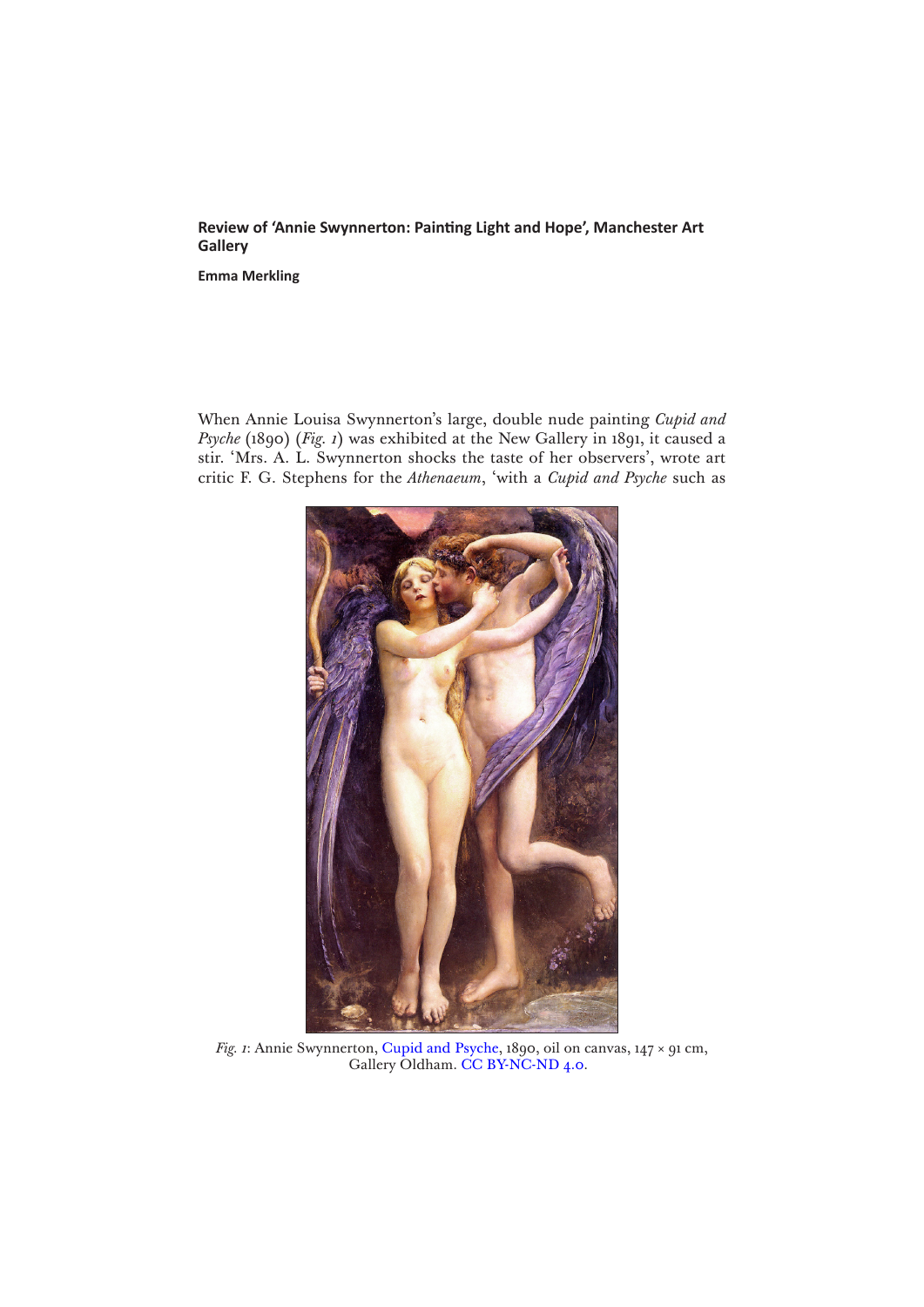# Review of 'Annie Swynnerton: Painting Light and Hope', Manchester Art Gallery

**Emma Merkling**

When Annie Louisa Swynnerton's large, double nude painting *Cupid and Psyche* (1890) (*Fig. 1*) was exhibited at the New Gallery in 1891, it caused a stir. 'Mrs. A. L. Swynnerton shocks the taste of her observers', wrote art critic F. G. Stephens for the *Athenaeum*, 'with a *Cupid and Psyche* such as

*Fig. 1*: Annie Swynnerton, Cupid and Psyche, 1890, oil on canvas, 147 × 91 cm, Gallery Oldham. CC BY-NC-ND 4.0.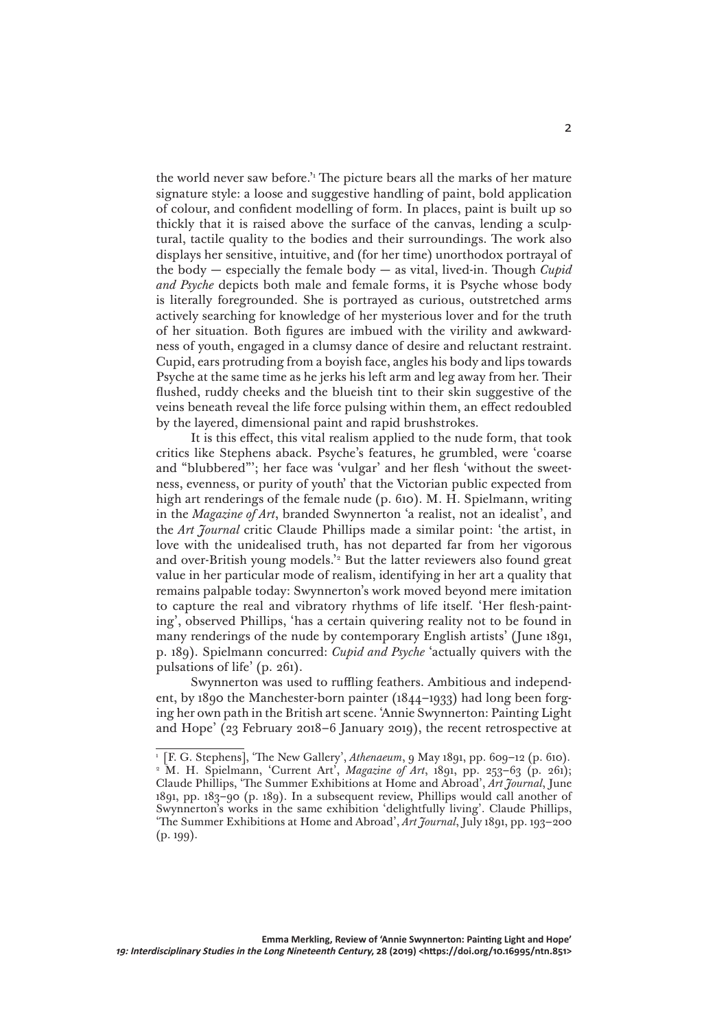the world never saw before.'[1] The picture bears all the marks of her mature signature style: a loose and suggestive handling of paint, bold application of colour, and confident modelling of form. In places, paint is built up so thickly that it is raised above the surface of the canvas, lending a sculptural, tactile quality to the bodies and their surroundings. The work also displays her sensitive, intuitive, and (for her time) unorthodox portrayal of the body — especially the female body — as vital, lived-in. Though *Cupid and Psyche* depicts both male and female forms, it is Psyche whose body is literally foregrounded. She is portrayed as curious, outstretched arms actively searching for knowledge of her mysterious lover and for the truth of her situation. Both figures are imbued with the virility and awkwardness of youth, engaged in a clumsy dance of desire and reluctant restraint. Cupid, ears protruding from a boyish face, angles his body and lips towards Psyche at the same time as he jerks his left arm and leg away from her. Their flushed, ruddy cheeks and the blueish tint to their skin suggestive of the veins beneath reveal the life force pulsing within them, an effect redoubled by the layered, dimensional paint and rapid brushstrokes.

It is this effect, this vital realism applied to the nude form, that took critics like Stephens aback. Psyche's features, he grumbled, were 'coarse and "blubbered"'; her face was 'vulgar' and her flesh 'without the sweetness, evenness, or purity of youth' that the Victorian public expected from high art renderings of the female nude (p. 610). M. H. Spielmann, writing in the *Magazine of Art*, branded Swynnerton 'a realist, not an idealist', and the *Art Journal* critic Claude Phillips made a similar point: 'the artist, in love with the unidealised truth, has not departed far from her vigorous and over-British young models.'[2] But the latter reviewers also found great value in her particular mode of realism, identifying in her art a quality that remains palpable today: Swynnerton's work moved beyond mere imitation to capture the real and vibratory rhythms of life itself. 'Her flesh-painting', observed Phillips, 'has a certain quivering reality not to be found in many renderings of the nude by contemporary English artists' (June 1891, p. 189). Spielmann concurred: *Cupid and Psyche* 'actually quivers with the pulsations of life' (p. 261).

Swynnerton was used to ruffling feathers. Ambitious and independent, by 1890 the Manchester-born painter (1844–1933) had long been forging her own path in the British art scene. 'Annie Swynnerton: Painting Light and Hope' (23 February 2018–6 January 2019), the recent retrospective at

---

[1] [F. G. Stephens], 'The New Gallery', *Athenaeum*, 9 May 1891, pp. 609–12 (p. 610).

[2] M. H. Spielmann, 'Current Art', *Magazine of Art*, 1891, pp. 253–63 (p. 261); Claude Phillips, 'The Summer Exhibitions at Home and Abroad', *Art Journal*, June 1891, pp. 183–90 (p. 189). In a subsequent review, Phillips would call another of Swynnerton's works in the same exhibition 'delightfully living'. Claude Phillips, 'The Summer Exhibitions at Home and Abroad', *Art Journal*, July 1891, pp. 193–200 (p. 199).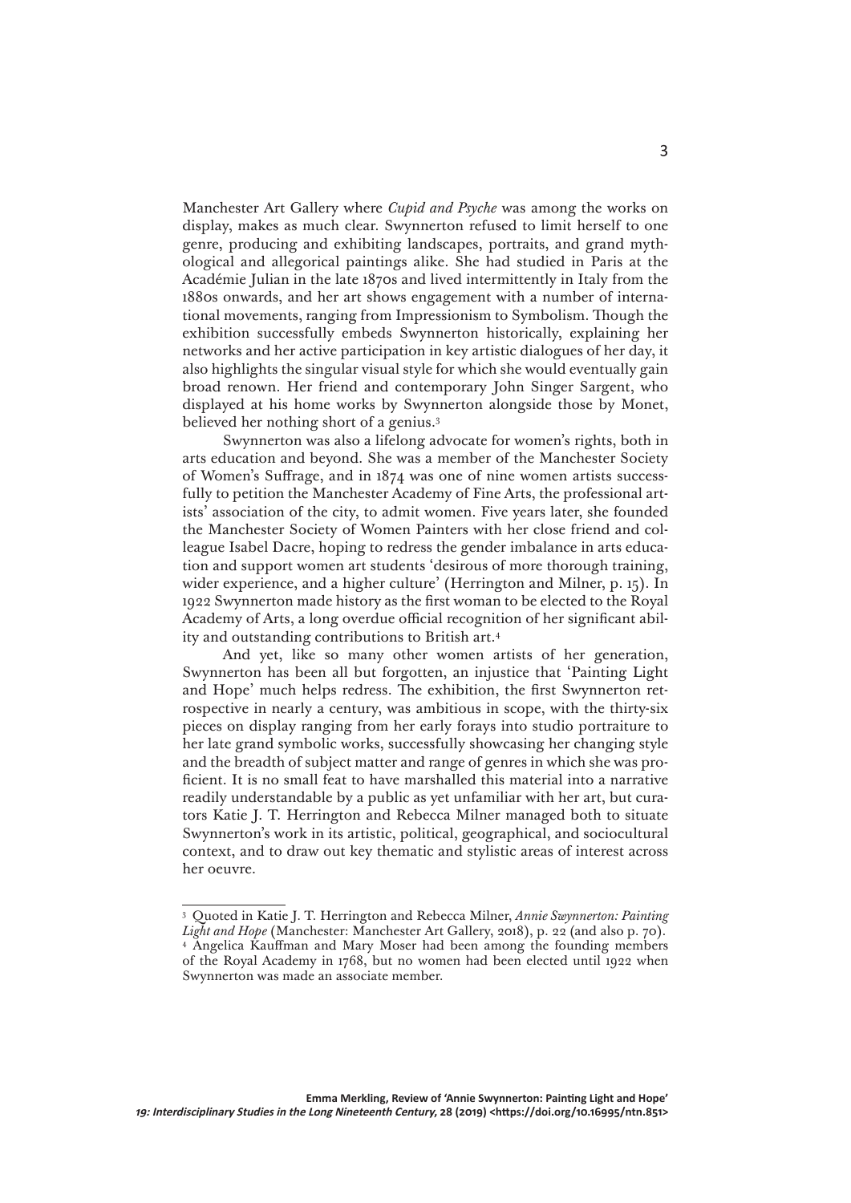Manchester Art Gallery where *Cupid and Psyche* was among the works on display, makes as much clear. Swynnerton refused to limit herself to one genre, producing and exhibiting landscapes, portraits, and grand mythological and allegorical paintings alike. She had studied in Paris at the Académie Julian in the late 1870s and lived intermittently in Italy from the 1880s onwards, and her art shows engagement with a number of international movements, ranging from Impressionism to Symbolism. Though the exhibition successfully embeds Swynnerton historically, explaining her networks and her active participation in key artistic dialogues of her day, it also highlights the singular visual style for which she would eventually gain broad renown. Her friend and contemporary John Singer Sargent, who displayed at his home works by Swynnerton alongside those by Monet, believed her nothing short of a genius.[3]

Swynnerton was also a lifelong advocate for women's rights, both in arts education and beyond. She was a member of the Manchester Society of Women's Suffrage, and in 1874 was one of nine women artists successfully to petition the Manchester Academy of Fine Arts, the professional artists' association of the city, to admit women. Five years later, she founded the Manchester Society of Women Painters with her close friend and colleague Isabel Dacre, hoping to redress the gender imbalance in arts education and support women art students 'desirous of more thorough training, wider experience, and a higher culture' (Herrington and Milner, p. 15). In 1922 Swynnerton made history as the first woman to be elected to the Royal Academy of Arts, a long overdue official recognition of her significant ability and outstanding contributions to British art.[4]

And yet, like so many other women artists of her generation, Swynnerton has been all but forgotten, an injustice that 'Painting Light and Hope' much helps redress. The exhibition, the first Swynnerton retrospective in nearly a century, was ambitious in scope, with the thirty-six pieces on display ranging from her early forays into studio portraiture to her late grand symbolic works, successfully showcasing her changing style and the breadth of subject matter and range of genres in which she was proficient. It is no small feat to have marshalled this material into a narrative readily understandable by a public as yet unfamiliar with her art, but curators Katie J. T. Herrington and Rebecca Milner managed both to situate Swynnerton's work in its artistic, political, geographical, and sociocultural context, and to draw out key thematic and stylistic areas of interest across her oeuvre.

---

[3] Quoted in Katie J. T. Herrington and Rebecca Milner, *Annie Swynnerton: Painting Light and Hope* (Manchester: Manchester Art Gallery, 2018), p. 22 (and also p. 70).

[4] Angelica Kauffman and Mary Moser had been among the founding members of the Royal Academy in 1768, but no women had been elected until 1922 when Swynnerton was made an associate member.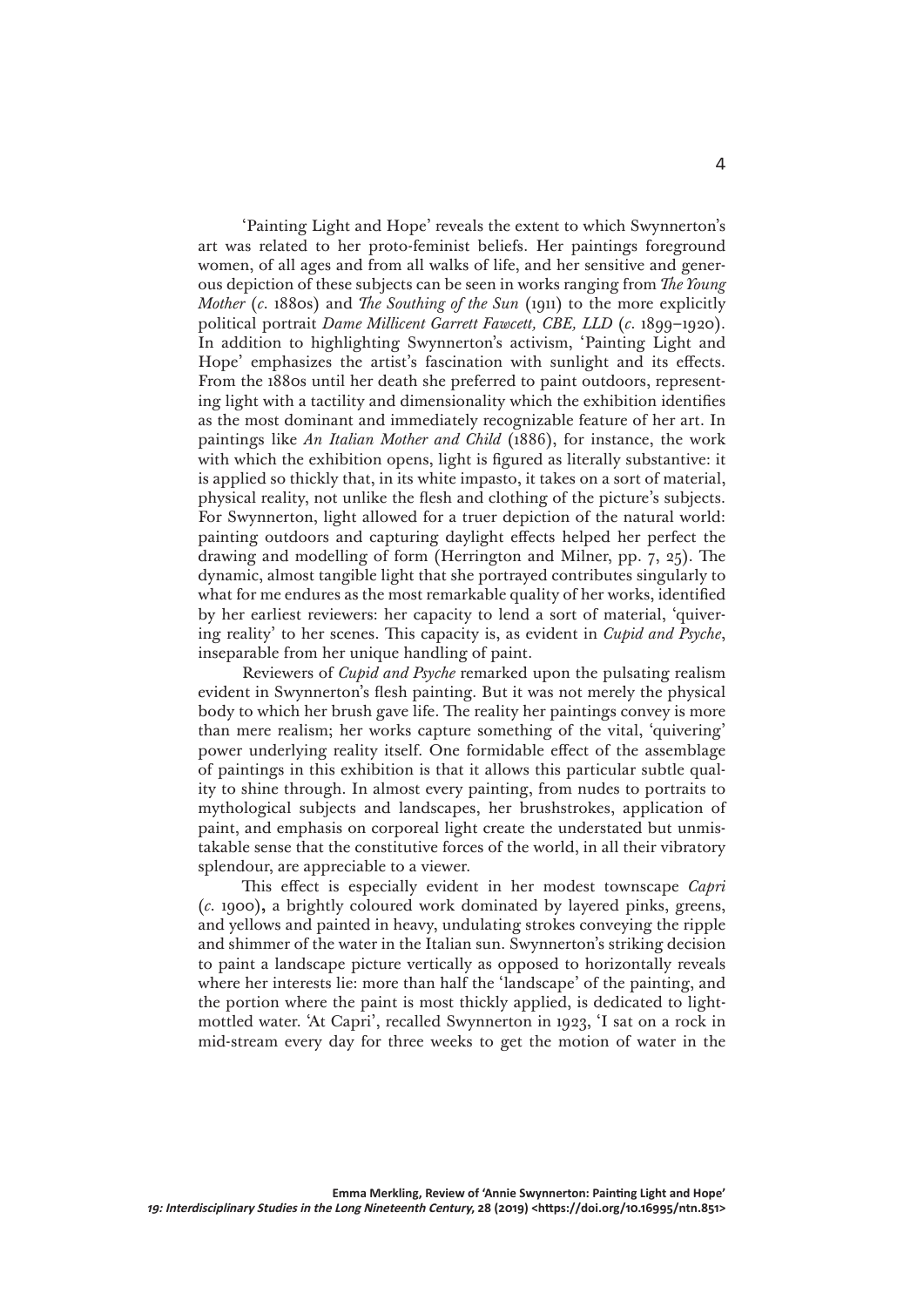'Painting Light and Hope' reveals the extent to which Swynnerton's art was related to her proto-feminist beliefs. Her paintings foreground women, of all ages and from all walks of life, and her sensitive and generous depiction of these subjects can be seen in works ranging from *The Young Mother* (*c*. 1880s) and *The Southing of the Sun* (1911) to the more explicitly political portrait *Dame Millicent Garrett Fawcett, CBE, LLD* (*c*. 1899–1920). In addition to highlighting Swynnerton's activism, 'Painting Light and Hope' emphasizes the artist's fascination with sunlight and its effects. From the 1880s until her death she preferred to paint outdoors, representing light with a tactility and dimensionality which the exhibition identifies as the most dominant and immediately recognizable feature of her art. In paintings like *An Italian Mother and Child* (1886), for instance, the work with which the exhibition opens, light is figured as literally substantive: it is applied so thickly that, in its white impasto, it takes on a sort of material, physical reality, not unlike the flesh and clothing of the picture's subjects. For Swynnerton, light allowed for a truer depiction of the natural world: painting outdoors and capturing daylight effects helped her perfect the drawing and modelling of form (Herrington and Milner, pp. 7, 25). The dynamic, almost tangible light that she portrayed contributes singularly to what for me endures as the most remarkable quality of her works, identified by her earliest reviewers: her capacity to lend a sort of material, 'quivering reality' to her scenes. This capacity is, as evident in *Cupid and Psyche*, inseparable from her unique handling of paint.

Reviewers of *Cupid and Psyche* remarked upon the pulsating realism evident in Swynnerton's flesh painting. But it was not merely the physical body to which her brush gave life. The reality her paintings convey is more than mere realism; her works capture something of the vital, 'quivering' power underlying reality itself. One formidable effect of the assemblage of paintings in this exhibition is that it allows this particular subtle quality to shine through. In almost every painting, from nudes to portraits to mythological subjects and landscapes, her brushstrokes, application of paint, and emphasis on corporeal light create the understated but unmistakable sense that the constitutive forces of the world, in all their vibratory splendour, are appreciable to a viewer.

This effect is especially evident in her modest townscape *Capri* (*c*. 1900), a brightly coloured work dominated by layered pinks, greens, and yellows and painted in heavy, undulating strokes conveying the ripple and shimmer of the water in the Italian sun. Swynnerton's striking decision to paint a landscape picture vertically as opposed to horizontally reveals where her interests lie: more than half the 'landscape' of the painting, and the portion where the paint is most thickly applied, is dedicated to light-mottled water. 'At Capri', recalled Swynnerton in 1923, 'I sat on a rock in mid-stream every day for three weeks to get the motion of water in the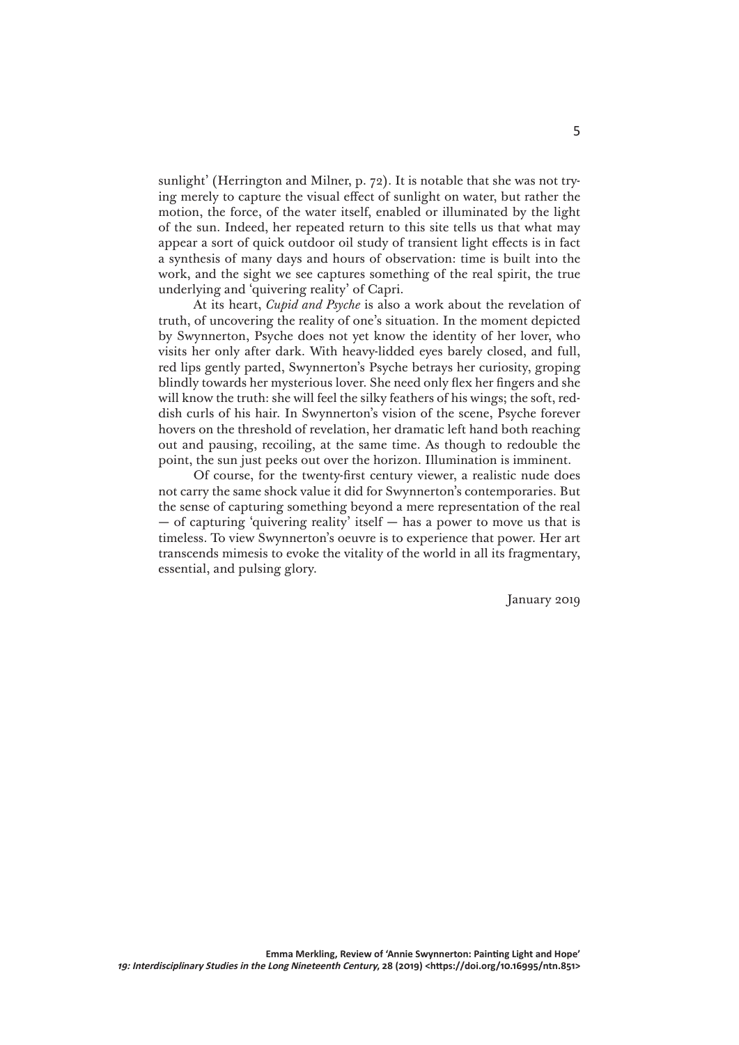sunlight' (Herrington and Milner, p. 72). It is notable that she was not trying merely to capture the visual effect of sunlight on water, but rather the motion, the force, of the water itself, enabled or illuminated by the light of the sun. Indeed, her repeated return to this site tells us that what may appear a sort of quick outdoor oil study of transient light effects is in fact a synthesis of many days and hours of observation: time is built into the work, and the sight we see captures something of the real spirit, the true underlying and 'quivering reality' of Capri.

At its heart, *Cupid and Psyche* is also a work about the revelation of truth, of uncovering the reality of one's situation. In the moment depicted by Swynnerton, Psyche does not yet know the identity of her lover, who visits her only after dark. With heavy-lidded eyes barely closed, and full, red lips gently parted, Swynnerton's Psyche betrays her curiosity, groping blindly towards her mysterious lover. She need only flex her fingers and she will know the truth: she will feel the silky feathers of his wings; the soft, reddish curls of his hair. In Swynnerton's vision of the scene, Psyche forever hovers on the threshold of revelation, her dramatic left hand both reaching out and pausing, recoiling, at the same time. As though to redouble the point, the sun just peeks out over the horizon. Illumination is imminent.

Of course, for the twenty-first century viewer, a realistic nude does not carry the same shock value it did for Swynnerton's contemporaries. But the sense of capturing something beyond a mere representation of the real — of capturing 'quivering reality' itself — has a power to move us that is timeless. To view Swynnerton's oeuvre is to experience that power. Her art transcends mimesis to evoke the vitality of the world in all its fragmentary, essential, and pulsing glory.

January 2019